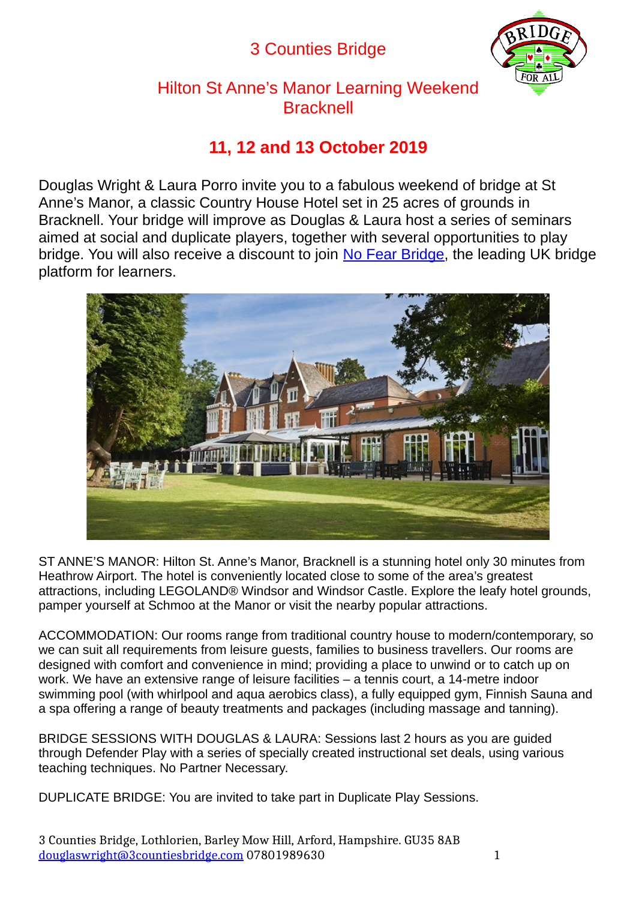# 3 Counties Bridge

## Hilton St Anne's Manor Learning Weekend Bracknell

## 11, 12 and 13 October 2019

Douglas Wright & Laura Porro invite you to a fabulous weekend of bridge at St Anne's Manor, a classic Country House Hotel set in 25 acres of grounds in Bracknell. Your bridge will improve as Douglas & Laura host a series of seminars aimed at social and duplicate players, together with several opportunities to play bridge. You will also receive a discount to join No Fear Bridge, the leading UK bridge platform for learners.

ST ANNE'S MANOR: Hilton St. Anne's Manor, Bracknell is a stunning hotel only 30 minutes from Heathrow Airport. The hotel is conveniently located close to some of the area's greatest attractions, including LEGOLAND® Windsor and Windsor Castle. Explore the leafy hotel grounds, pamper yourself at Schmoo at the Manor or visit the nearby popular attractions.

ACCOMMODATION: Our rooms range from traditional country house to modern/contemporary, so we can suit all requirements from leisure guests, families to business travellers. Our rooms are designed with comfort and convenience in mind; providing a place to unwind or to catch up on work. We have an extensive range of leisure facilities – a tennis court, a 14-metre indoor swimming pool (with whirlpool and aqua aerobics class), a fully equipped gym, Finnish Sauna and a spa offering a range of beauty treatments and packages (including massage and tanning).

BRIDGE SESSIONS WITH DOUGLAS & LAURA: Sessions last 2 hours as you are guided through Defender Play with a series of specially created instructional set deals, using various teaching techniques. No Partner Necessary.

DUPLICATE BRIDGE: You are invited to take part in Duplicate Play Sessions.

3 Counties Bridge, Lothlorien, Barley Mow Hill, Arford, Hampshire. GU35 8AB
douglaswright@3countiesbridge.com 07801989630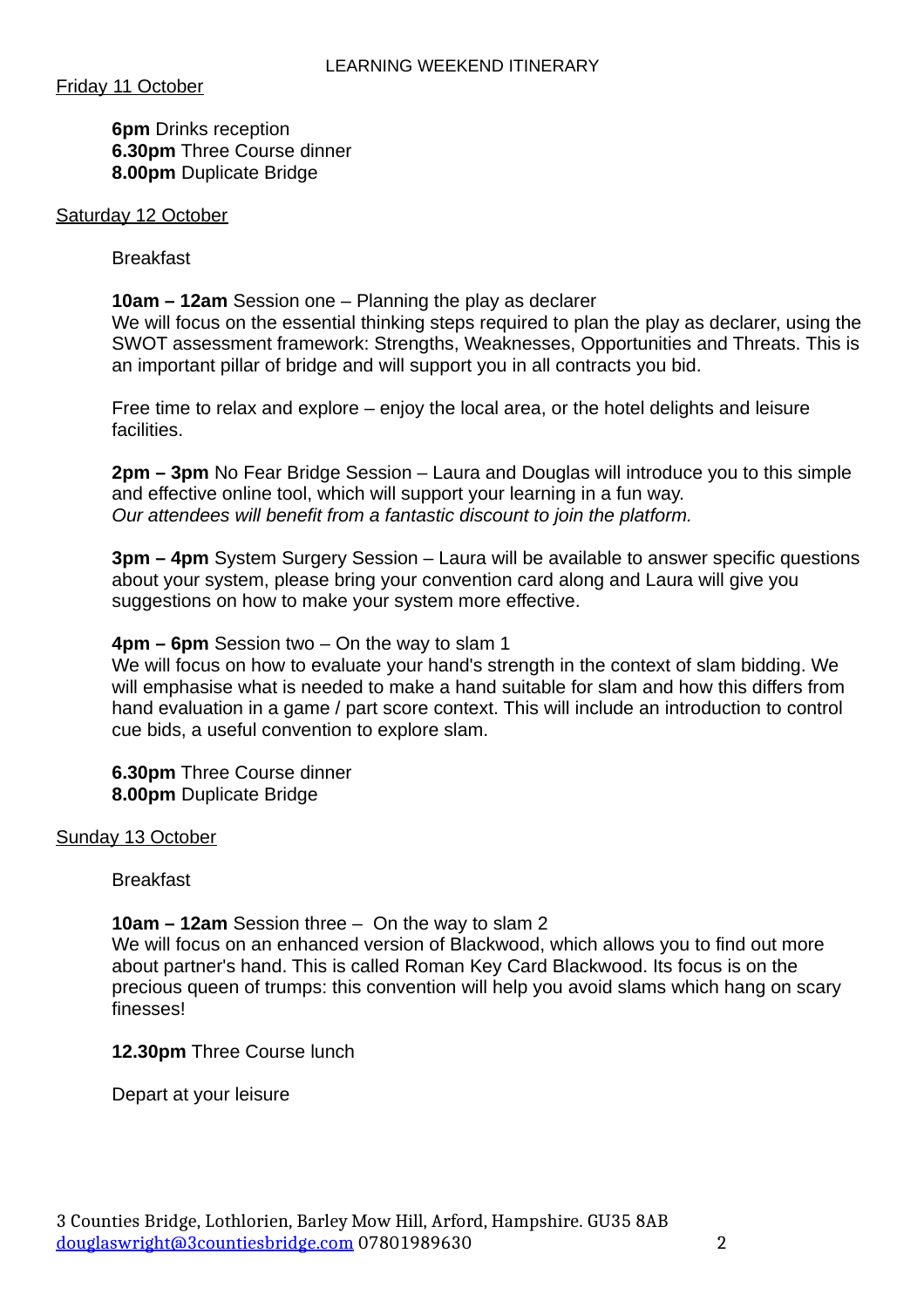# LEARNING WEEKEND ITINERARY

Friday 11 October

**6pm** Drinks reception
**6.30pm** Three Course dinner
**8.00pm** Duplicate Bridge

Saturday 12 October

Breakfast

**10am – 12am** Session one – Planning the play as declarer
We will focus on the essential thinking steps required to plan the play as declarer, using the SWOT assessment framework: Strengths, Weaknesses, Opportunities and Threats. This is an important pillar of bridge and will support you in all contracts you bid.

Free time to relax and explore – enjoy the local area, or the hotel delights and leisure facilities.

**2pm – 3pm** No Fear Bridge Session – Laura and Douglas will introduce you to this simple and effective online tool, which will support your learning in a fun way.
*Our attendees will benefit from a fantastic discount to join the platform.*

**3pm – 4pm** System Surgery Session – Laura will be available to answer specific questions about your system, please bring your convention card along and Laura will give you suggestions on how to make your system more effective.

**4pm – 6pm** Session two – On the way to slam 1
We will focus on how to evaluate your hand's strength in the context of slam bidding. We will emphasise what is needed to make a hand suitable for slam and how this differs from hand evaluation in a game / part score context. This will include an introduction to control cue bids, a useful convention to explore slam.

**6.30pm** Three Course dinner
**8.00pm** Duplicate Bridge

Sunday 13 October

Breakfast

**10am – 12am** Session three – On the way to slam 2
We will focus on an enhanced version of Blackwood, which allows you to find out more about partner's hand. This is called Roman Key Card Blackwood. Its focus is on the precious queen of trumps: this convention will help you avoid slams which hang on scary finesses!

**12.30pm** Three Course lunch

Depart at your leisure

3 Counties Bridge, Lothlorien, Barley Mow Hill, Arford, Hampshire. GU35 8AB
douglaswright@3countiesbridge.com 07801989630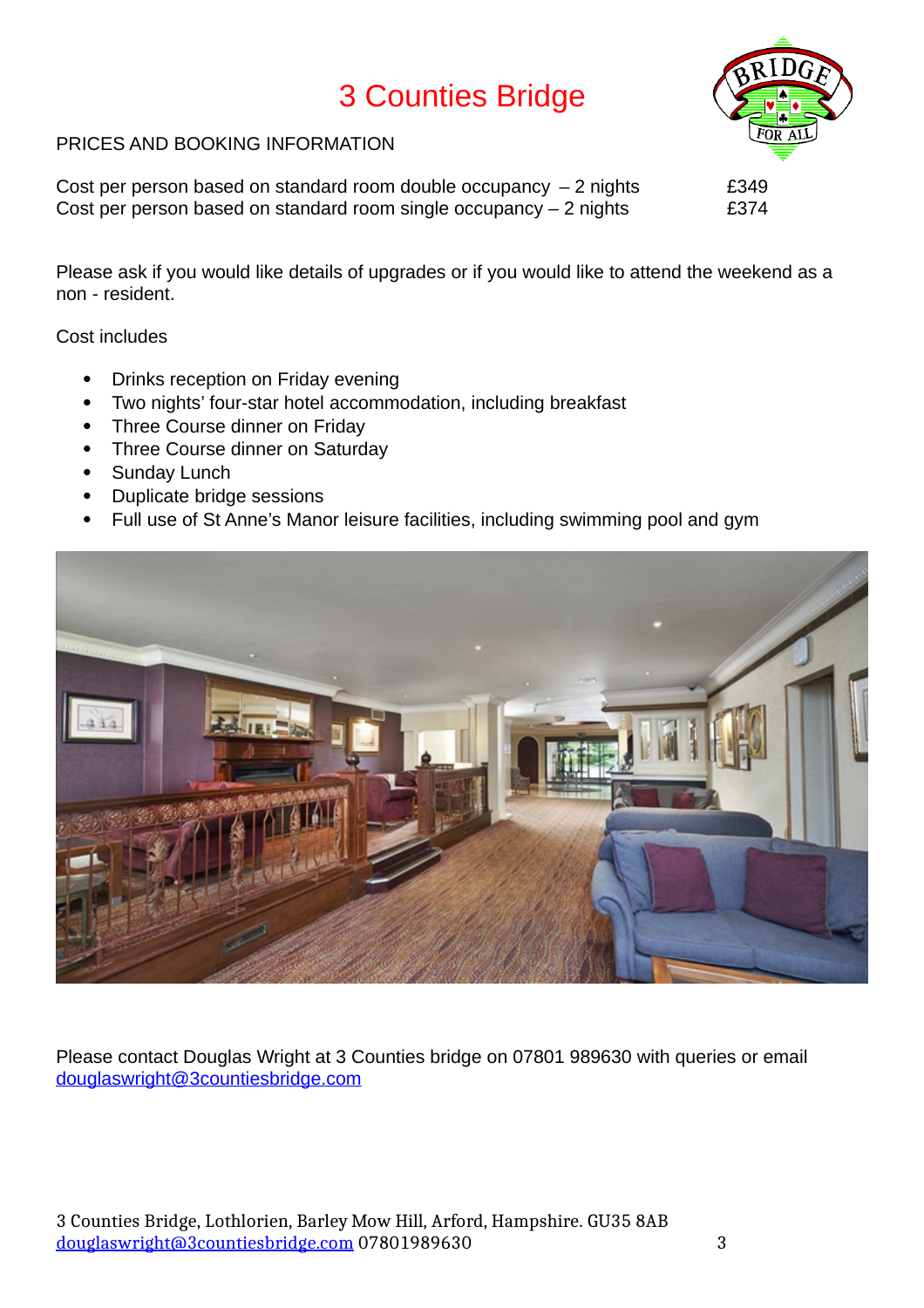# 3 Counties Bridge

PRICES AND BOOKING INFORMATION

| | |
|---|---|
| Cost per person based on standard room double occupancy – 2 nights | £349 |
| Cost per person based on standard room single occupancy – 2 nights | £374 |

Please ask if you would like details of upgrades or if you would like to attend the weekend as a non - resident.

Cost includes

- Drinks reception on Friday evening
- Two nights' four-star hotel accommodation, including breakfast
- Three Course dinner on Friday
- Three Course dinner on Saturday
- Sunday Lunch
- Duplicate bridge sessions
- Full use of St Anne's Manor leisure facilities, including swimming pool and gym

Please contact Douglas Wright at 3 Counties bridge on 07801 989630 with queries or email douglaswright@3countiesbridge.com

3 Counties Bridge, Lothlorien, Barley Mow Hill, Arford, Hampshire. GU35 8AB
douglaswright@3countiesbridge.com 07801989630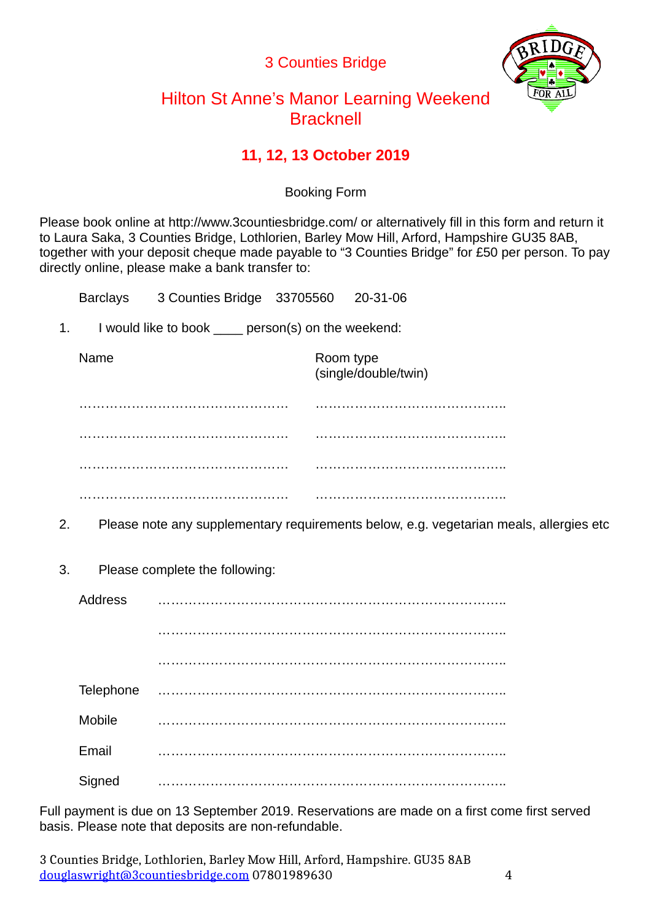# 3 Counties Bridge

## Hilton St Anne's Manor Learning Weekend Bracknell

### 11, 12, 13 October 2019

Booking Form

Please book online at http://www.3countiesbridge.com/ or alternatively fill in this form and return it to Laura Saka, 3 Counties Bridge, Lothlorien, Barley Mow Hill, Arford, Hampshire GU35 8AB, together with your deposit cheque made payable to "3 Counties Bridge" for £50 per person. To pay directly online, please make a bank transfer to:

Barclays 3 Counties Bridge 33705560 20-31-06

1. I would like to book ____ person(s) on the weekend:

| Name | Room type (single/double/twin) |
|---|---|
| ………………………………………… | …………………………………….. |
| ………………………………………… | …………………………………….. |
| ………………………………………… | …………………………………….. |
| ………………………………………… | …………………………………….. |

2. Please note any supplementary requirements below, e.g. vegetarian meals, allergies etc

3. Please complete the following:

Address ……………………………………………………………………..

……………………………………………………………………..

……………………………………………………………………..

Telephone ……………………………………………………………………..

Mobile ……………………………………………………………………..

Email ……………………………………………………………………..

Signed ……………………………………………………………………..

Full payment is due on 13 September 2019. Reservations are made on a first come first served basis. Please note that deposits are non-refundable.

3 Counties Bridge, Lothlorien, Barley Mow Hill, Arford, Hampshire. GU35 8AB
douglaswright@3countiesbridge.com 07801989630